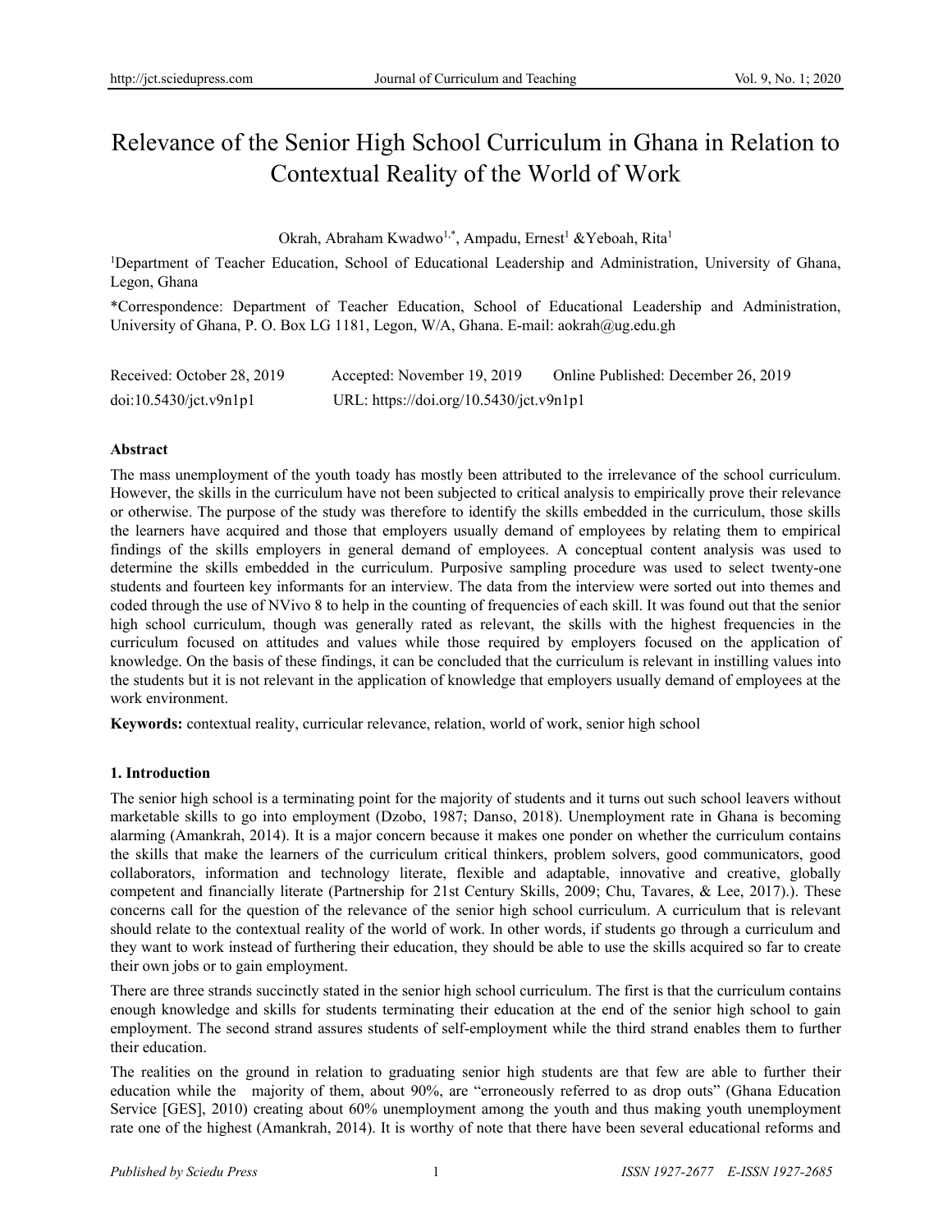# Relevance of the Senior High School Curriculum in Ghana in Relation to Contextual Reality of the World of Work

Okrah, Abraham Kwadwo[1,*], Ampadu, Ernest[1] &Yeboah, Rita[1]

[1]Department of Teacher Education, School of Educational Leadership and Administration, University of Ghana, Legon, Ghana

*Correspondence: Department of Teacher Education, School of Educational Leadership and Administration, University of Ghana, P. O. Box LG 1181, Legon, W/A, Ghana. E-mail: aokrah@ug.edu.gh

Received: October 28, 2019 Accepted: November 19, 2019 Online Published: December 26, 2019

doi:10.5430/jct.v9n1p1 URL: https://doi.org/10.5430/jct.v9n1p1

**Abstract**

The mass unemployment of the youth toady has mostly been attributed to the irrelevance of the school curriculum. However, the skills in the curriculum have not been subjected to critical analysis to empirically prove their relevance or otherwise. The purpose of the study was therefore to identify the skills embedded in the curriculum, those skills the learners have acquired and those that employers usually demand of employees by relating them to empirical findings of the skills employers in general demand of employees. A conceptual content analysis was used to determine the skills embedded in the curriculum. Purposive sampling procedure was used to select twenty-one students and fourteen key informants for an interview. The data from the interview were sorted out into themes and coded through the use of NVivo 8 to help in the counting of frequencies of each skill. It was found out that the senior high school curriculum, though was generally rated as relevant, the skills with the highest frequencies in the curriculum focused on attitudes and values while those required by employers focused on the application of knowledge. On the basis of these findings, it can be concluded that the curriculum is relevant in instilling values into the students but it is not relevant in the application of knowledge that employers usually demand of employees at the work environment.

**Keywords:** contextual reality, curricular relevance, relation, world of work, senior high school

## 1. Introduction

The senior high school is a terminating point for the majority of students and it turns out such school leavers without marketable skills to go into employment (Dzobo, 1987; Danso, 2018). Unemployment rate in Ghana is becoming alarming (Amankrah, 2014). It is a major concern because it makes one ponder on whether the curriculum contains the skills that make the learners of the curriculum critical thinkers, problem solvers, good communicators, good collaborators, information and technology literate, flexible and adaptable, innovative and creative, globally competent and financially literate (Partnership for 21st Century Skills, 2009; Chu, Tavares, & Lee, 2017).). These concerns call for the question of the relevance of the senior high school curriculum. A curriculum that is relevant should relate to the contextual reality of the world of work. In other words, if students go through a curriculum and they want to work instead of furthering their education, they should be able to use the skills acquired so far to create their own jobs or to gain employment.

There are three strands succinctly stated in the senior high school curriculum. The first is that the curriculum contains enough knowledge and skills for students terminating their education at the end of the senior high school to gain employment. The second strand assures students of self-employment while the third strand enables them to further their education.

The realities on the ground in relation to graduating senior high students are that few are able to further their education while the majority of them, about 90%, are "erroneously referred to as drop outs" (Ghana Education Service [GES], 2010) creating about 60% unemployment among the youth and thus making youth unemployment rate one of the highest (Amankrah, 2014). It is worthy of note that there have been several educational reforms and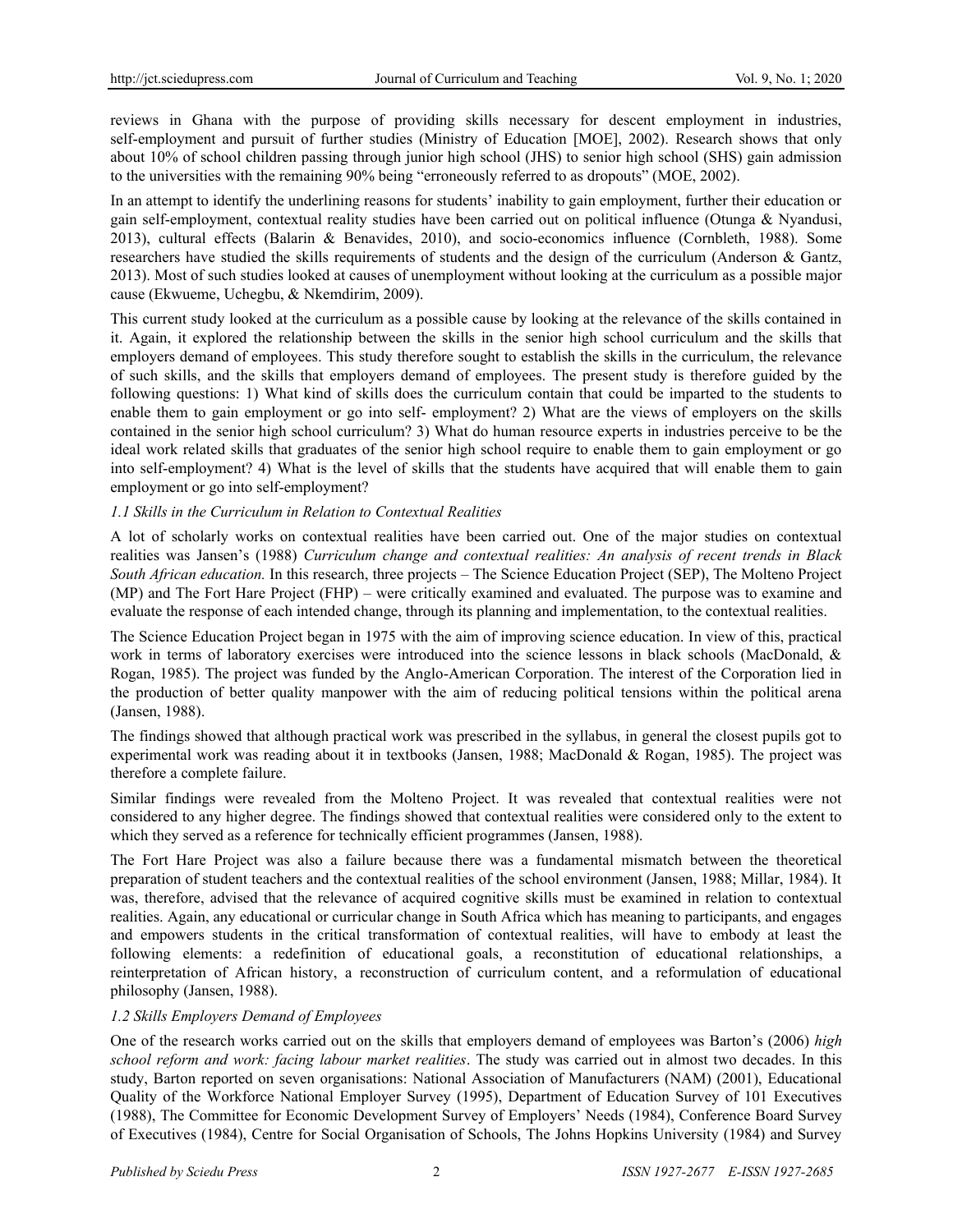reviews in Ghana with the purpose of providing skills necessary for descent employment in industries, self-employment and pursuit of further studies (Ministry of Education [MOE], 2002). Research shows that only about 10% of school children passing through junior high school (JHS) to senior high school (SHS) gain admission to the universities with the remaining 90% being "erroneously referred to as dropouts" (MOE, 2002).

In an attempt to identify the underlining reasons for students' inability to gain employment, further their education or gain self-employment, contextual reality studies have been carried out on political influence (Otunga & Nyandusi, 2013), cultural effects (Balarin & Benavides, 2010), and socio-economics influence (Cornbleth, 1988). Some researchers have studied the skills requirements of students and the design of the curriculum (Anderson & Gantz, 2013). Most of such studies looked at causes of unemployment without looking at the curriculum as a possible major cause (Ekwueme, Uchegbu, & Nkemdirim, 2009).

This current study looked at the curriculum as a possible cause by looking at the relevance of the skills contained in it. Again, it explored the relationship between the skills in the senior high school curriculum and the skills that employers demand of employees. This study therefore sought to establish the skills in the curriculum, the relevance of such skills, and the skills that employers demand of employees. The present study is therefore guided by the following questions: 1) What kind of skills does the curriculum contain that could be imparted to the students to enable them to gain employment or go into self- employment? 2) What are the views of employers on the skills contained in the senior high school curriculum? 3) What do human resource experts in industries perceive to be the ideal work related skills that graduates of the senior high school require to enable them to gain employment or go into self-employment? 4) What is the level of skills that the students have acquired that will enable them to gain employment or go into self-employment?

### *1.1 Skills in the Curriculum in Relation to Contextual Realities*

A lot of scholarly works on contextual realities have been carried out. One of the major studies on contextual realities was Jansen's (1988) *Curriculum change and contextual realities: An analysis of recent trends in Black South African education.* In this research, three projects – The Science Education Project (SEP), The Molteno Project (MP) and The Fort Hare Project (FHP) – were critically examined and evaluated. The purpose was to examine and evaluate the response of each intended change, through its planning and implementation, to the contextual realities.

The Science Education Project began in 1975 with the aim of improving science education. In view of this, practical work in terms of laboratory exercises were introduced into the science lessons in black schools (MacDonald, & Rogan, 1985). The project was funded by the Anglo-American Corporation. The interest of the Corporation lied in the production of better quality manpower with the aim of reducing political tensions within the political arena (Jansen, 1988).

The findings showed that although practical work was prescribed in the syllabus, in general the closest pupils got to experimental work was reading about it in textbooks (Jansen, 1988; MacDonald & Rogan, 1985). The project was therefore a complete failure.

Similar findings were revealed from the Molteno Project. It was revealed that contextual realities were not considered to any higher degree. The findings showed that contextual realities were considered only to the extent to which they served as a reference for technically efficient programmes (Jansen, 1988).

The Fort Hare Project was also a failure because there was a fundamental mismatch between the theoretical preparation of student teachers and the contextual realities of the school environment (Jansen, 1988; Millar, 1984). It was, therefore, advised that the relevance of acquired cognitive skills must be examined in relation to contextual realities. Again, any educational or curricular change in South Africa which has meaning to participants, and engages and empowers students in the critical transformation of contextual realities, will have to embody at least the following elements: a redefinition of educational goals, a reconstitution of educational relationships, a reinterpretation of African history, a reconstruction of curriculum content, and a reformulation of educational philosophy (Jansen, 1988).

### *1.2 Skills Employers Demand of Employees*

One of the research works carried out on the skills that employers demand of employees was Barton's (2006) *high school reform and work: facing labour market realities*. The study was carried out in almost two decades. In this study, Barton reported on seven organisations: National Association of Manufacturers (NAM) (2001), Educational Quality of the Workforce National Employer Survey (1995), Department of Education Survey of 101 Executives (1988), The Committee for Economic Development Survey of Employers' Needs (1984), Conference Board Survey of Executives (1984), Centre for Social Organisation of Schools, The Johns Hopkins University (1984) and Survey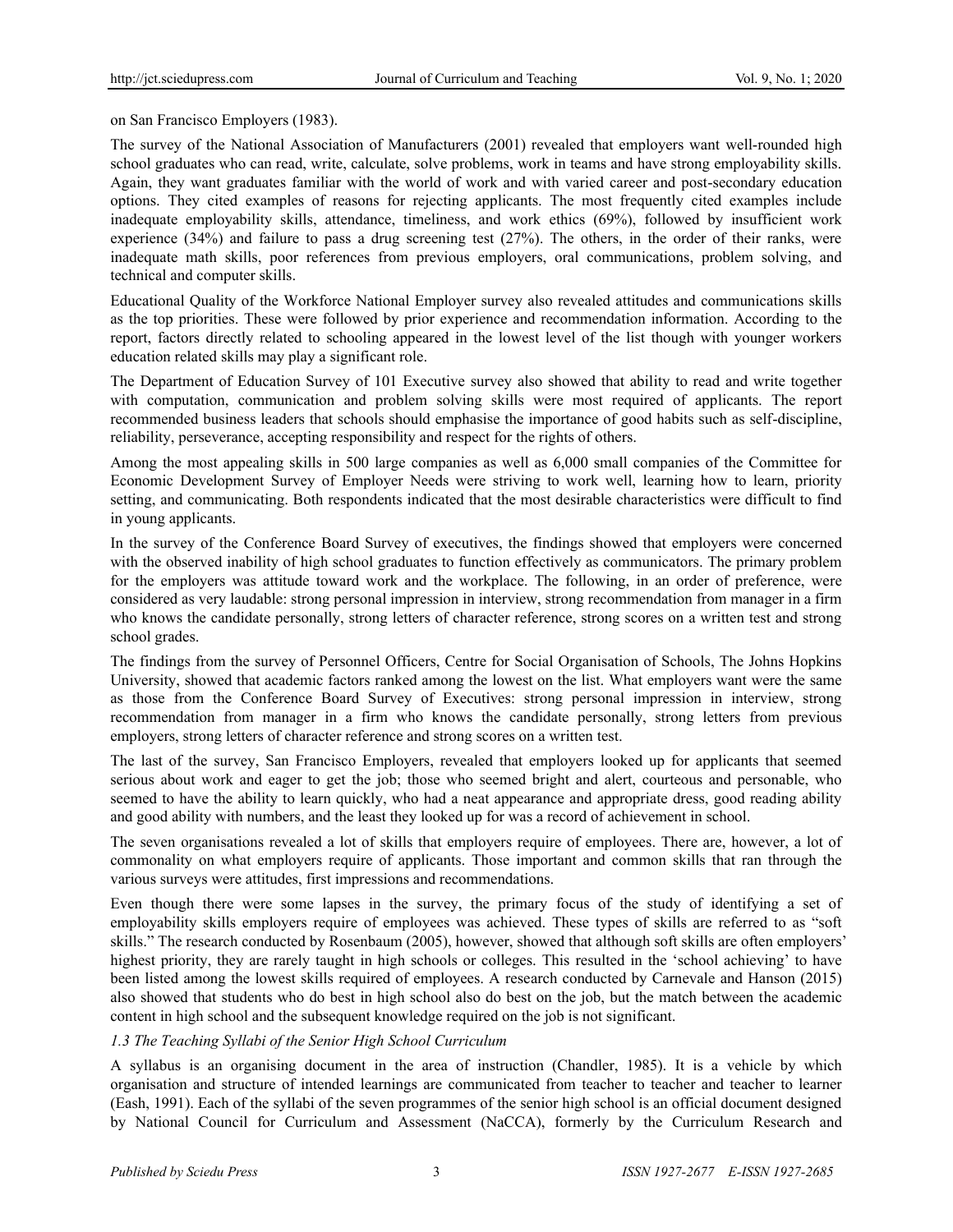on San Francisco Employers (1983).

The survey of the National Association of Manufacturers (2001) revealed that employers want well-rounded high school graduates who can read, write, calculate, solve problems, work in teams and have strong employability skills. Again, they want graduates familiar with the world of work and with varied career and post-secondary education options. They cited examples of reasons for rejecting applicants. The most frequently cited examples include inadequate employability skills, attendance, timeliness, and work ethics (69%), followed by insufficient work experience (34%) and failure to pass a drug screening test (27%). The others, in the order of their ranks, were inadequate math skills, poor references from previous employers, oral communications, problem solving, and technical and computer skills.

Educational Quality of the Workforce National Employer survey also revealed attitudes and communications skills as the top priorities. These were followed by prior experience and recommendation information. According to the report, factors directly related to schooling appeared in the lowest level of the list though with younger workers education related skills may play a significant role.

The Department of Education Survey of 101 Executive survey also showed that ability to read and write together with computation, communication and problem solving skills were most required of applicants. The report recommended business leaders that schools should emphasise the importance of good habits such as self-discipline, reliability, perseverance, accepting responsibility and respect for the rights of others.

Among the most appealing skills in 500 large companies as well as 6,000 small companies of the Committee for Economic Development Survey of Employer Needs were striving to work well, learning how to learn, priority setting, and communicating. Both respondents indicated that the most desirable characteristics were difficult to find in young applicants.

In the survey of the Conference Board Survey of executives, the findings showed that employers were concerned with the observed inability of high school graduates to function effectively as communicators. The primary problem for the employers was attitude toward work and the workplace. The following, in an order of preference, were considered as very laudable: strong personal impression in interview, strong recommendation from manager in a firm who knows the candidate personally, strong letters of character reference, strong scores on a written test and strong school grades.

The findings from the survey of Personnel Officers, Centre for Social Organisation of Schools, The Johns Hopkins University, showed that academic factors ranked among the lowest on the list. What employers want were the same as those from the Conference Board Survey of Executives: strong personal impression in interview, strong recommendation from manager in a firm who knows the candidate personally, strong letters from previous employers, strong letters of character reference and strong scores on a written test.

The last of the survey, San Francisco Employers, revealed that employers looked up for applicants that seemed serious about work and eager to get the job; those who seemed bright and alert, courteous and personable, who seemed to have the ability to learn quickly, who had a neat appearance and appropriate dress, good reading ability and good ability with numbers, and the least they looked up for was a record of achievement in school.

The seven organisations revealed a lot of skills that employers require of employees. There are, however, a lot of commonality on what employers require of applicants. Those important and common skills that ran through the various surveys were attitudes, first impressions and recommendations.

Even though there were some lapses in the survey, the primary focus of the study of identifying a set of employability skills employers require of employees was achieved. These types of skills are referred to as "soft skills." The research conducted by Rosenbaum (2005), however, showed that although soft skills are often employers' highest priority, they are rarely taught in high schools or colleges. This resulted in the 'school achieving' to have been listed among the lowest skills required of employees. A research conducted by Carnevale and Hanson (2015) also showed that students who do best in high school also do best on the job, but the match between the academic content in high school and the subsequent knowledge required on the job is not significant.

### *1.3 The Teaching Syllabi of the Senior High School Curriculum*

A syllabus is an organising document in the area of instruction (Chandler, 1985). It is a vehicle by which organisation and structure of intended learnings are communicated from teacher to teacher and teacher to learner (Eash, 1991). Each of the syllabi of the seven programmes of the senior high school is an official document designed by National Council for Curriculum and Assessment (NaCCA), formerly by the Curriculum Research and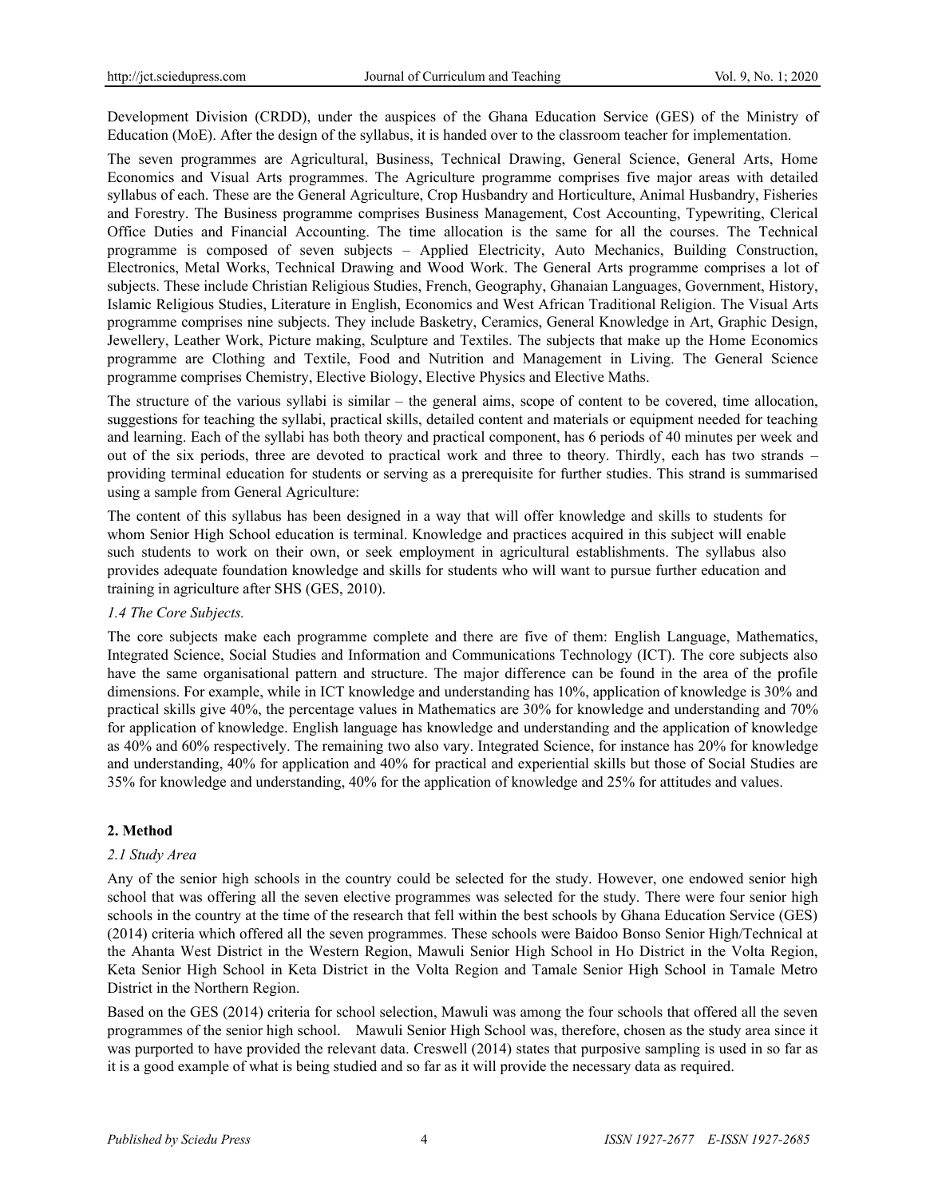Development Division (CRDD), under the auspices of the Ghana Education Service (GES) of the Ministry of Education (MoE). After the design of the syllabus, it is handed over to the classroom teacher for implementation.

The seven programmes are Agricultural, Business, Technical Drawing, General Science, General Arts, Home Economics and Visual Arts programmes. The Agriculture programme comprises five major areas with detailed syllabus of each. These are the General Agriculture, Crop Husbandry and Horticulture, Animal Husbandry, Fisheries and Forestry. The Business programme comprises Business Management, Cost Accounting, Typewriting, Clerical Office Duties and Financial Accounting. The time allocation is the same for all the courses. The Technical programme is composed of seven subjects – Applied Electricity, Auto Mechanics, Building Construction, Electronics, Metal Works, Technical Drawing and Wood Work. The General Arts programme comprises a lot of subjects. These include Christian Religious Studies, French, Geography, Ghanaian Languages, Government, History, Islamic Religious Studies, Literature in English, Economics and West African Traditional Religion. The Visual Arts programme comprises nine subjects. They include Basketry, Ceramics, General Knowledge in Art, Graphic Design, Jewellery, Leather Work, Picture making, Sculpture and Textiles. The subjects that make up the Home Economics programme are Clothing and Textile, Food and Nutrition and Management in Living. The General Science programme comprises Chemistry, Elective Biology, Elective Physics and Elective Maths.

The structure of the various syllabi is similar – the general aims, scope of content to be covered, time allocation, suggestions for teaching the syllabi, practical skills, detailed content and materials or equipment needed for teaching and learning. Each of the syllabi has both theory and practical component, has 6 periods of 40 minutes per week and out of the six periods, three are devoted to practical work and three to theory. Thirdly, each has two strands – providing terminal education for students or serving as a prerequisite for further studies. This strand is summarised using a sample from General Agriculture:

> The content of this syllabus has been designed in a way that will offer knowledge and skills to students for whom Senior High School education is terminal. Knowledge and practices acquired in this subject will enable such students to work on their own, or seek employment in agricultural establishments. The syllabus also provides adequate foundation knowledge and skills for students who will want to pursue further education and training in agriculture after SHS (GES, 2010).

### *1.4 The Core Subjects.*

The core subjects make each programme complete and there are five of them: English Language, Mathematics, Integrated Science, Social Studies and Information and Communications Technology (ICT). The core subjects also have the same organisational pattern and structure. The major difference can be found in the area of the profile dimensions. For example, while in ICT knowledge and understanding has 10%, application of knowledge is 30% and practical skills give 40%, the percentage values in Mathematics are 30% for knowledge and understanding and 70% for application of knowledge. English language has knowledge and understanding and the application of knowledge as 40% and 60% respectively. The remaining two also vary. Integrated Science, for instance has 20% for knowledge and understanding, 40% for application and 40% for practical and experiential skills but those of Social Studies are 35% for knowledge and understanding, 40% for the application of knowledge and 25% for attitudes and values.

## **2. Method**

### *2.1 Study Area*

Any of the senior high schools in the country could be selected for the study. However, one endowed senior high school that was offering all the seven elective programmes was selected for the study. There were four senior high schools in the country at the time of the research that fell within the best schools by Ghana Education Service (GES) (2014) criteria which offered all the seven programmes. These schools were Baidoo Bonso Senior High/Technical at the Ahanta West District in the Western Region, Mawuli Senior High School in Ho District in the Volta Region, Keta Senior High School in Keta District in the Volta Region and Tamale Senior High School in Tamale Metro District in the Northern Region.

Based on the GES (2014) criteria for school selection, Mawuli was among the four schools that offered all the seven programmes of the senior high school. Mawuli Senior High School was, therefore, chosen as the study area since it was purported to have provided the relevant data. Creswell (2014) states that purposive sampling is used in so far as it is a good example of what is being studied and so far as it will provide the necessary data as required.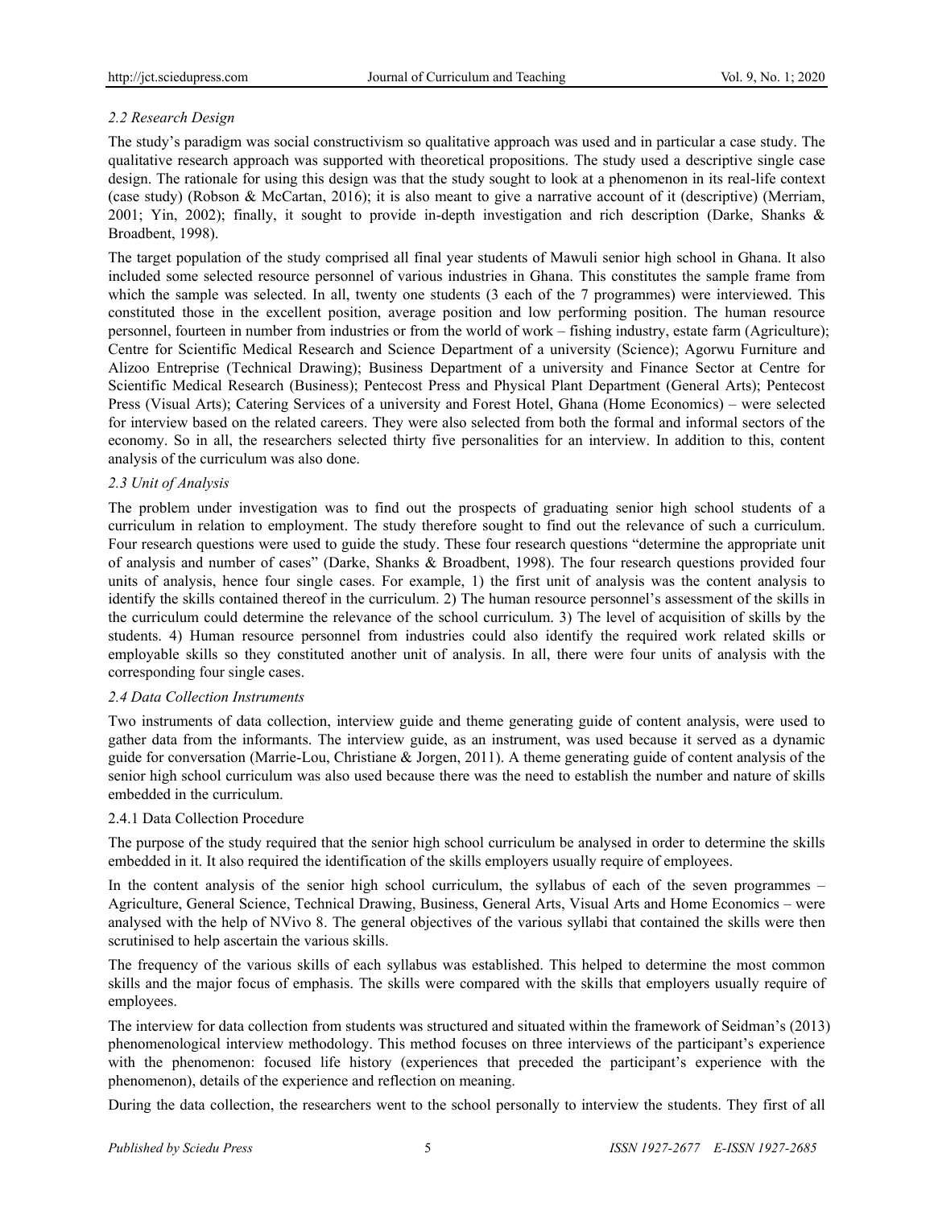### *2.2 Research Design*

The study's paradigm was social constructivism so qualitative approach was used and in particular a case study. The qualitative research approach was supported with theoretical propositions. The study used a descriptive single case design. The rationale for using this design was that the study sought to look at a phenomenon in its real-life context (case study) (Robson & McCartan, 2016); it is also meant to give a narrative account of it (descriptive) (Merriam, 2001; Yin, 2002); finally, it sought to provide in-depth investigation and rich description (Darke, Shanks & Broadbent, 1998).

The target population of the study comprised all final year students of Mawuli senior high school in Ghana. It also included some selected resource personnel of various industries in Ghana. This constitutes the sample frame from which the sample was selected. In all, twenty one students (3 each of the 7 programmes) were interviewed. This constituted those in the excellent position, average position and low performing position. The human resource personnel, fourteen in number from industries or from the world of work – fishing industry, estate farm (Agriculture); Centre for Scientific Medical Research and Science Department of a university (Science); Agorwu Furniture and Alizoo Entreprise (Technical Drawing); Business Department of a university and Finance Sector at Centre for Scientific Medical Research (Business); Pentecost Press and Physical Plant Department (General Arts); Pentecost Press (Visual Arts); Catering Services of a university and Forest Hotel, Ghana (Home Economics) – were selected for interview based on the related careers. They were also selected from both the formal and informal sectors of the economy. So in all, the researchers selected thirty five personalities for an interview. In addition to this, content analysis of the curriculum was also done.

### *2.3 Unit of Analysis*

The problem under investigation was to find out the prospects of graduating senior high school students of a curriculum in relation to employment. The study therefore sought to find out the relevance of such a curriculum. Four research questions were used to guide the study. These four research questions "determine the appropriate unit of analysis and number of cases" (Darke, Shanks & Broadbent, 1998). The four research questions provided four units of analysis, hence four single cases. For example, 1) the first unit of analysis was the content analysis to identify the skills contained thereof in the curriculum. 2) The human resource personnel's assessment of the skills in the curriculum could determine the relevance of the school curriculum. 3) The level of acquisition of skills by the students. 4) Human resource personnel from industries could also identify the required work related skills or employable skills so they constituted another unit of analysis. In all, there were four units of analysis with the corresponding four single cases.

### *2.4 Data Collection Instruments*

Two instruments of data collection, interview guide and theme generating guide of content analysis, were used to gather data from the informants. The interview guide, as an instrument, was used because it served as a dynamic guide for conversation (Marrie-Lou, Christiane & Jorgen, 2011). A theme generating guide of content analysis of the senior high school curriculum was also used because there was the need to establish the number and nature of skills embedded in the curriculum.

#### 2.4.1 Data Collection Procedure

The purpose of the study required that the senior high school curriculum be analysed in order to determine the skills embedded in it. It also required the identification of the skills employers usually require of employees.

In the content analysis of the senior high school curriculum, the syllabus of each of the seven programmes – Agriculture, General Science, Technical Drawing, Business, General Arts, Visual Arts and Home Economics – were analysed with the help of NVivo 8. The general objectives of the various syllabi that contained the skills were then scrutinised to help ascertain the various skills.

The frequency of the various skills of each syllabus was established. This helped to determine the most common skills and the major focus of emphasis. The skills were compared with the skills that employers usually require of employees.

The interview for data collection from students was structured and situated within the framework of Seidman's (2013) phenomenological interview methodology. This method focuses on three interviews of the participant's experience with the phenomenon: focused life history (experiences that preceded the participant's experience with the phenomenon), details of the experience and reflection on meaning.

During the data collection, the researchers went to the school personally to interview the students. They first of all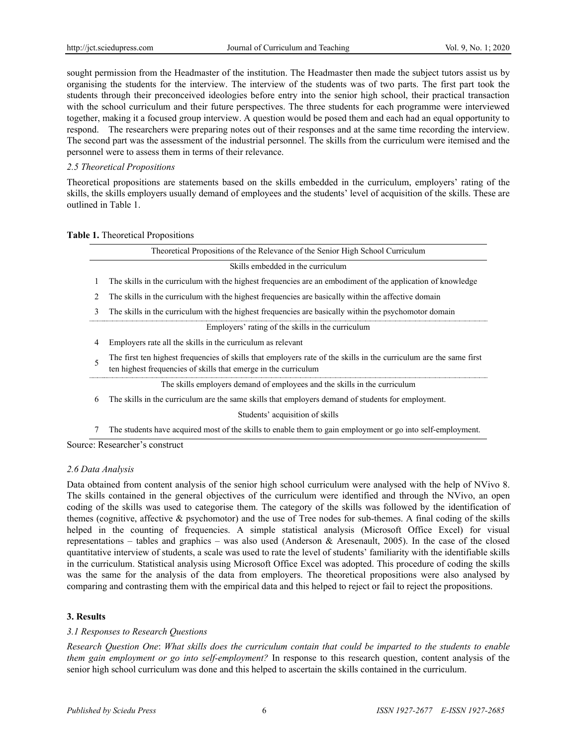sought permission from the Headmaster of the institution. The Headmaster then made the subject tutors assist us by organising the students for the interview. The interview of the students was of two parts. The first part took the students through their preconceived ideologies before entry into the senior high school, their practical transaction with the school curriculum and their future perspectives. The three students for each programme were interviewed together, making it a focused group interview. A question would be posed them and each had an equal opportunity to respond. The researchers were preparing notes out of their responses and at the same time recording the interview. The second part was the assessment of the industrial personnel. The skills from the curriculum were itemised and the personnel were to assess them in terms of their relevance.

### *2.5 Theoretical Propositions*

Theoretical propositions are statements based on the skills embedded in the curriculum, employers' rating of the skills, the skills employers usually demand of employees and the students' level of acquisition of the skills. These are outlined in Table 1.

**Table 1.** Theoretical Propositions

| | Theoretical Propositions of the Relevance of the Senior High School Curriculum |
|---|---|
| | Skills embedded in the curriculum |
| 1 | The skills in the curriculum with the highest frequencies are an embodiment of the application of knowledge |
| 2 | The skills in the curriculum with the highest frequencies are basically within the affective domain |
| 3 | The skills in the curriculum with the highest frequencies are basically within the psychomotor domain |
| | Employers' rating of the skills in the curriculum |
| 4 | Employers rate all the skills in the curriculum as relevant |
| 5 | The first ten highest frequencies of skills that employers rate of the skills in the curriculum are the same first ten highest frequencies of skills that emerge in the curriculum |
| | The skills employers demand of employees and the skills in the curriculum |
| 6 | The skills in the curriculum are the same skills that employers demand of students for employment. |
| | Students' acquisition of skills |
| 7 | The students have acquired most of the skills to enable them to gain employment or go into self-employment. |

Source: Researcher's construct

### *2.6 Data Analysis*

Data obtained from content analysis of the senior high school curriculum were analysed with the help of NVivo 8. The skills contained in the general objectives of the curriculum were identified and through the NVivo, an open coding of the skills was used to categorise them. The category of the skills was followed by the identification of themes (cognitive, affective & psychomotor) and the use of Tree nodes for sub-themes. A final coding of the skills helped in the counting of frequencies. A simple statistical analysis (Microsoft Office Excel) for visual representations – tables and graphics – was also used (Anderson & Aresenault, 2005). In the case of the closed quantitative interview of students, a scale was used to rate the level of students' familiarity with the identifiable skills in the curriculum. Statistical analysis using Microsoft Office Excel was adopted. This procedure of coding the skills was the same for the analysis of the data from employers. The theoretical propositions were also analysed by comparing and contrasting them with the empirical data and this helped to reject or fail to reject the propositions.

## **3. Results**

### *3.1 Responses to Research Questions*

*Research Question One*: *What skills does the curriculum contain that could be imparted to the students to enable them gain employment or go into self-employment?* In response to this research question, content analysis of the senior high school curriculum was done and this helped to ascertain the skills contained in the curriculum.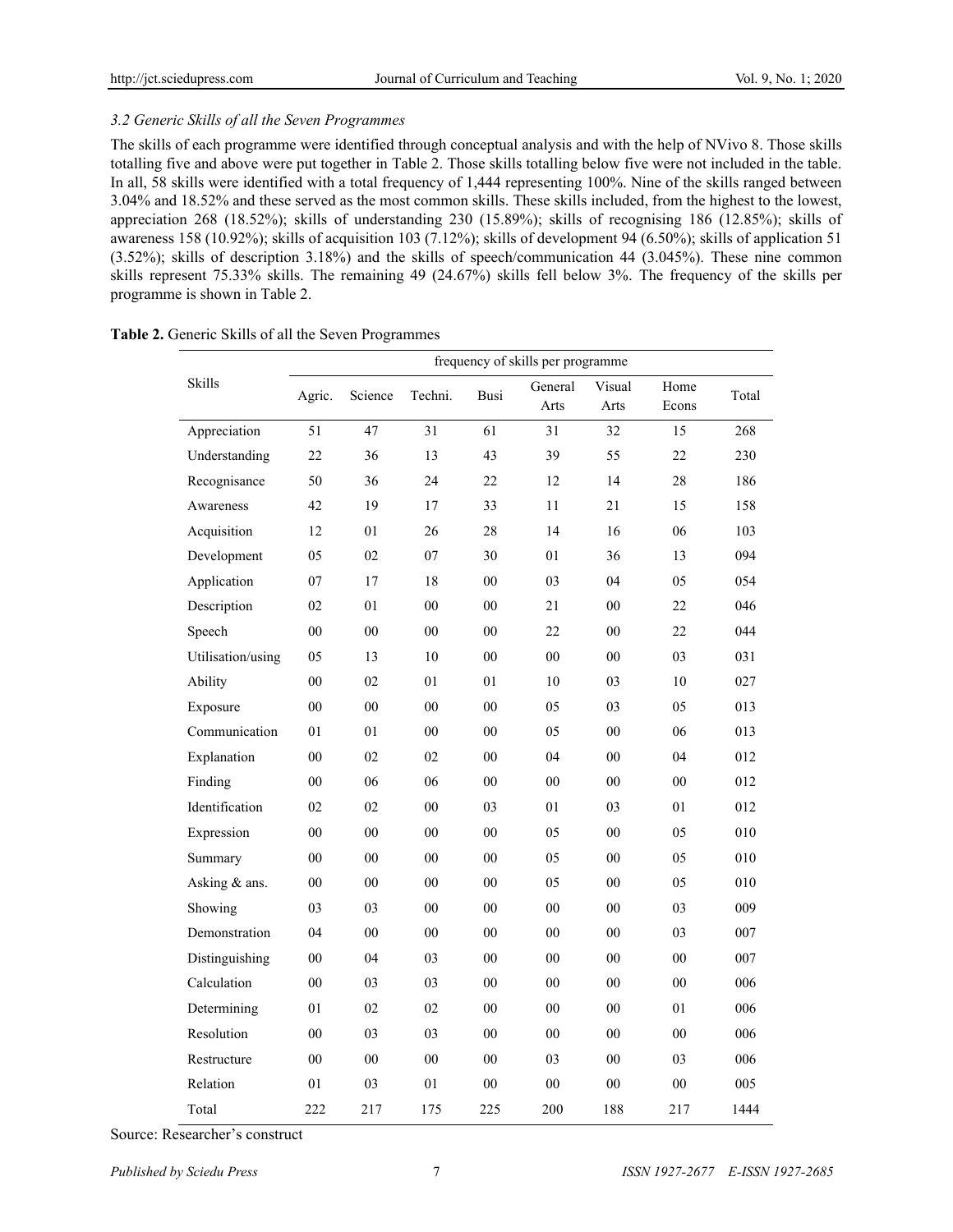### *3.2 Generic Skills of all the Seven Programmes*

The skills of each programme were identified through conceptual analysis and with the help of NVivo 8. Those skills totalling five and above were put together in Table 2. Those skills totalling below five were not included in the table. In all, 58 skills were identified with a total frequency of 1,444 representing 100%. Nine of the skills ranged between 3.04% and 18.52% and these served as the most common skills. These skills included, from the highest to the lowest, appreciation 268 (18.52%); skills of understanding 230 (15.89%); skills of recognising 186 (12.85%); skills of awareness 158 (10.92%); skills of acquisition 103 (7.12%); skills of development 94 (6.50%); skills of application 51 (3.52%); skills of description 3.18%) and the skills of speech/communication 44 (3.045%). These nine common skills represent 75.33% skills. The remaining 49 (24.67%) skills fell below 3%. The frequency of the skills per programme is shown in Table 2.

**Table 2.** Generic Skills of all the Seven Programmes

| Skills | frequency of skills per programme | | | | | | | |
|---|---|---|---|---|---|---|---|---|
| | Agric. | Science | Techni. | Busi | General Arts | Visual Arts | Home Econs | Total |
| Appreciation | 51 | 47 | 31 | 61 | 31 | 32 | 15 | 268 |
| Understanding | 22 | 36 | 13 | 43 | 39 | 55 | 22 | 230 |
| Recognisance | 50 | 36 | 24 | 22 | 12 | 14 | 28 | 186 |
| Awareness | 42 | 19 | 17 | 33 | 11 | 21 | 15 | 158 |
| Acquisition | 12 | 01 | 26 | 28 | 14 | 16 | 06 | 103 |
| Development | 05 | 02 | 07 | 30 | 01 | 36 | 13 | 094 |
| Application | 07 | 17 | 18 | 00 | 03 | 04 | 05 | 054 |
| Description | 02 | 01 | 00 | 00 | 21 | 00 | 22 | 046 |
| Speech | 00 | 00 | 00 | 00 | 22 | 00 | 22 | 044 |
| Utilisation/using | 05 | 13 | 10 | 00 | 00 | 00 | 03 | 031 |
| Ability | 00 | 02 | 01 | 01 | 10 | 03 | 10 | 027 |
| Exposure | 00 | 00 | 00 | 00 | 05 | 03 | 05 | 013 |
| Communication | 01 | 01 | 00 | 00 | 05 | 00 | 06 | 013 |
| Explanation | 00 | 02 | 02 | 00 | 04 | 00 | 04 | 012 |
| Finding | 00 | 06 | 06 | 00 | 00 | 00 | 00 | 012 |
| Identification | 02 | 02 | 00 | 03 | 01 | 03 | 01 | 012 |
| Expression | 00 | 00 | 00 | 00 | 05 | 00 | 05 | 010 |
| Summary | 00 | 00 | 00 | 00 | 05 | 00 | 05 | 010 |
| Asking & ans. | 00 | 00 | 00 | 00 | 05 | 00 | 05 | 010 |
| Showing | 03 | 03 | 00 | 00 | 00 | 00 | 03 | 009 |
| Demonstration | 04 | 00 | 00 | 00 | 00 | 00 | 03 | 007 |
| Distinguishing | 00 | 04 | 03 | 00 | 00 | 00 | 00 | 007 |
| Calculation | 00 | 03 | 03 | 00 | 00 | 00 | 00 | 006 |
| Determining | 01 | 02 | 02 | 00 | 00 | 00 | 01 | 006 |
| Resolution | 00 | 03 | 03 | 00 | 00 | 00 | 00 | 006 |
| Restructure | 00 | 00 | 00 | 00 | 03 | 00 | 03 | 006 |
| Relation | 01 | 03 | 01 | 00 | 00 | 00 | 00 | 005 |
| Total | 222 | 217 | 175 | 225 | 200 | 188 | 217 | 1444 |

Source: Researcher's construct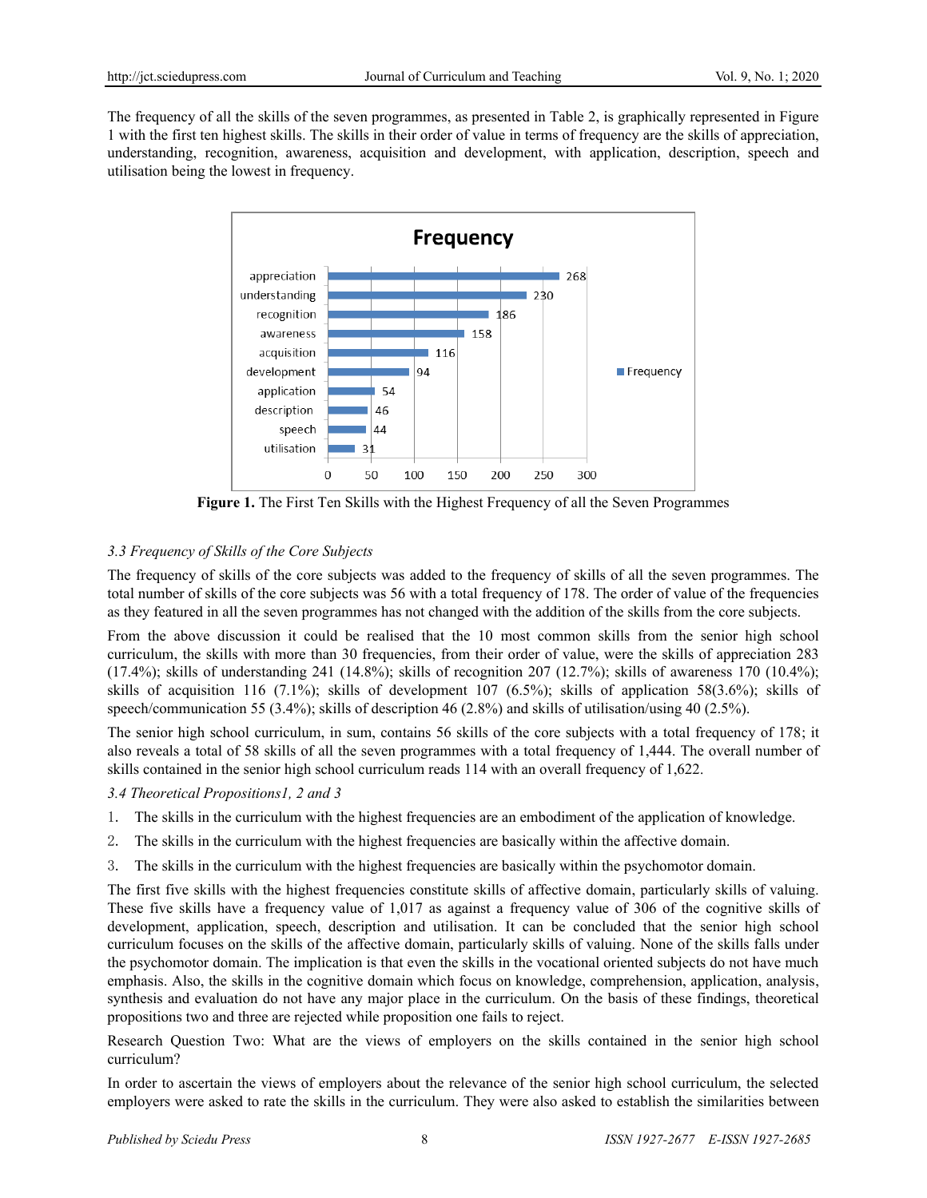The frequency of all the skills of the seven programmes, as presented in Table 2, is graphically represented in Figure 1 with the first ten highest skills. The skills in their order of value in terms of frequency are the skills of appreciation, understanding, recognition, awareness, acquisition and development, with application, description, speech and utilisation being the lowest in frequency.

| Skill | Frequency |
|---|---|
| appreciation | 268 |
| understanding | 230 |
| recognition | 186 |
| awareness | 158 |
| acquisition | 116 |
| development | 94 |
| application | 54 |
| description | 46 |
| speech | 44 |
| utilisation | 31 |

**Figure 1.** The First Ten Skills with the Highest Frequency of all the Seven Programmes

### *3.3 Frequency of Skills of the Core Subjects*

The frequency of skills of the core subjects was added to the frequency of skills of all the seven programmes. The total number of skills of the core subjects was 56 with a total frequency of 178. The order of value of the frequencies as they featured in all the seven programmes has not changed with the addition of the skills from the core subjects.

From the above discussion it could be realised that the 10 most common skills from the senior high school curriculum, the skills with more than 30 frequencies, from their order of value, were the skills of appreciation 283 (17.4%); skills of understanding 241 (14.8%); skills of recognition 207 (12.7%); skills of awareness 170 (10.4%); skills of acquisition 116 (7.1%); skills of development 107 (6.5%); skills of application 58(3.6%); skills of speech/communication 55 (3.4%); skills of description 46 (2.8%) and skills of utilisation/using 40 (2.5%).

The senior high school curriculum, in sum, contains 56 skills of the core subjects with a total frequency of 178; it also reveals a total of 58 skills of all the seven programmes with a total frequency of 1,444. The overall number of skills contained in the senior high school curriculum reads 114 with an overall frequency of 1,622.

### *3.4 Theoretical Propositions1, 2 and 3*

1. The skills in the curriculum with the highest frequencies are an embodiment of the application of knowledge.
2. The skills in the curriculum with the highest frequencies are basically within the affective domain.
3. The skills in the curriculum with the highest frequencies are basically within the psychomotor domain.

The first five skills with the highest frequencies constitute skills of affective domain, particularly skills of valuing. These five skills have a frequency value of 1,017 as against a frequency value of 306 of the cognitive skills of development, application, speech, description and utilisation. It can be concluded that the senior high school curriculum focuses on the skills of the affective domain, particularly skills of valuing. None of the skills falls under the psychomotor domain. The implication is that even the skills in the vocational oriented subjects do not have much emphasis. Also, the skills in the cognitive domain which focus on knowledge, comprehension, application, analysis, synthesis and evaluation do not have any major place in the curriculum. On the basis of these findings, theoretical propositions two and three are rejected while proposition one fails to reject.

Research Question Two: What are the views of employers on the skills contained in the senior high school curriculum?

In order to ascertain the views of employers about the relevance of the senior high school curriculum, the selected employers were asked to rate the skills in the curriculum. They were also asked to establish the similarities between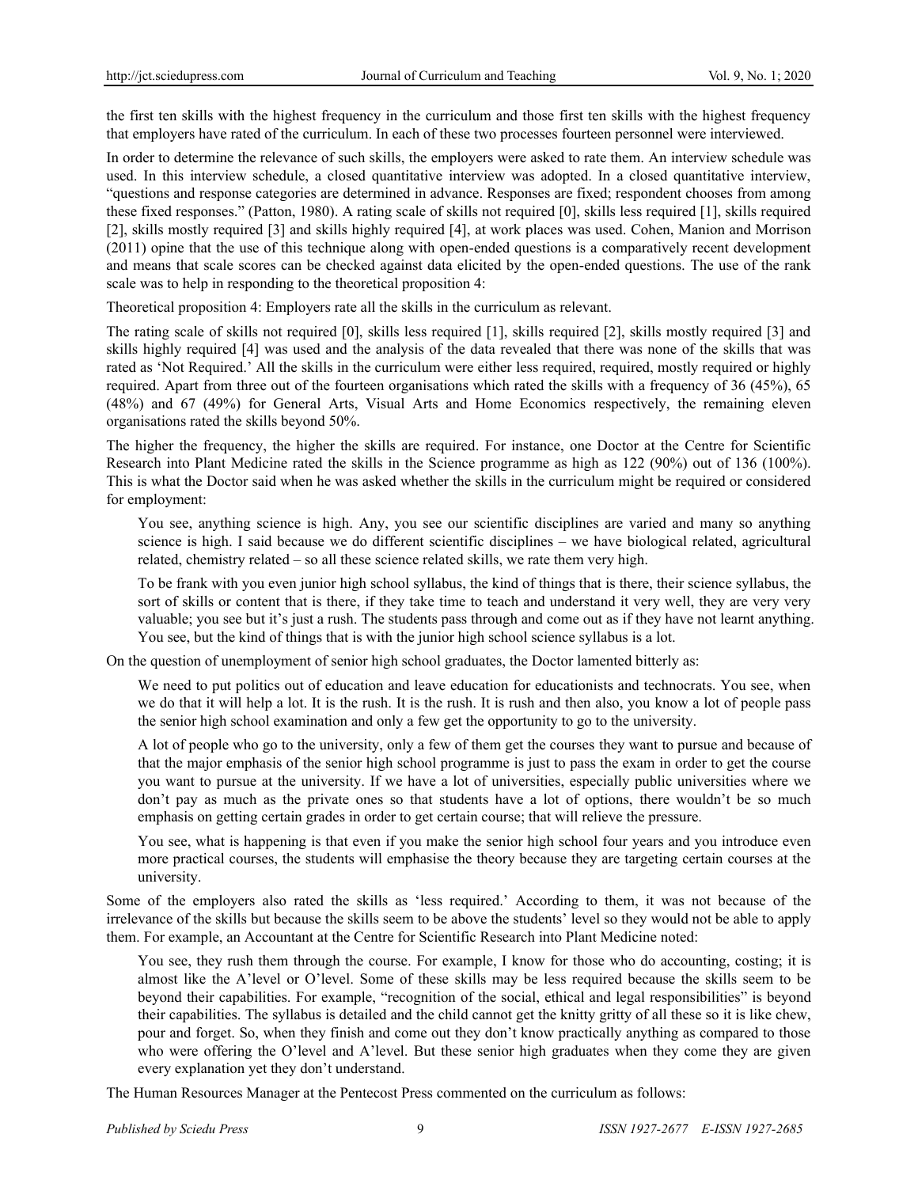the first ten skills with the highest frequency in the curriculum and those first ten skills with the highest frequency that employers have rated of the curriculum. In each of these two processes fourteen personnel were interviewed.

In order to determine the relevance of such skills, the employers were asked to rate them. An interview schedule was used. In this interview schedule, a closed quantitative interview was adopted. In a closed quantitative interview, "questions and response categories are determined in advance. Responses are fixed; respondent chooses from among these fixed responses." (Patton, 1980). A rating scale of skills not required [0], skills less required [1], skills required [2], skills mostly required [3] and skills highly required [4], at work places was used. Cohen, Manion and Morrison (2011) opine that the use of this technique along with open-ended questions is a comparatively recent development and means that scale scores can be checked against data elicited by the open-ended questions. The use of the rank scale was to help in responding to the theoretical proposition 4:

Theoretical proposition 4: Employers rate all the skills in the curriculum as relevant.

The rating scale of skills not required [0], skills less required [1], skills required [2], skills mostly required [3] and skills highly required [4] was used and the analysis of the data revealed that there was none of the skills that was rated as 'Not Required.' All the skills in the curriculum were either less required, required, mostly required or highly required. Apart from three out of the fourteen organisations which rated the skills with a frequency of 36 (45%), 65 (48%) and 67 (49%) for General Arts, Visual Arts and Home Economics respectively, the remaining eleven organisations rated the skills beyond 50%.

The higher the frequency, the higher the skills are required. For instance, one Doctor at the Centre for Scientific Research into Plant Medicine rated the skills in the Science programme as high as 122 (90%) out of 136 (100%). This is what the Doctor said when he was asked whether the skills in the curriculum might be required or considered for employment:

> You see, anything science is high. Any, you see our scientific disciplines are varied and many so anything science is high. I said because we do different scientific disciplines – we have biological related, agricultural related, chemistry related – so all these science related skills, we rate them very high.
>
> To be frank with you even junior high school syllabus, the kind of things that is there, their science syllabus, the sort of skills or content that is there, if they take time to teach and understand it very well, they are very very valuable; you see but it's just a rush. The students pass through and come out as if they have not learnt anything. You see, but the kind of things that is with the junior high school science syllabus is a lot.

On the question of unemployment of senior high school graduates, the Doctor lamented bitterly as:

> We need to put politics out of education and leave education for educationists and technocrats. You see, when we do that it will help a lot. It is the rush. It is the rush. It is rush and then also, you know a lot of people pass the senior high school examination and only a few get the opportunity to go to the university.
>
> A lot of people who go to the university, only a few of them get the courses they want to pursue and because of that the major emphasis of the senior high school programme is just to pass the exam in order to get the course you want to pursue at the university. If we have a lot of universities, especially public universities where we don't pay as much as the private ones so that students have a lot of options, there wouldn't be so much emphasis on getting certain grades in order to get certain course; that will relieve the pressure.
>
> You see, what is happening is that even if you make the senior high school four years and you introduce even more practical courses, the students will emphasise the theory because they are targeting certain courses at the university.

Some of the employers also rated the skills as 'less required.' According to them, it was not because of the irrelevance of the skills but because the skills seem to be above the students' level so they would not be able to apply them. For example, an Accountant at the Centre for Scientific Research into Plant Medicine noted:

> You see, they rush them through the course. For example, I know for those who do accounting, costing; it is almost like the A'level or O'level. Some of these skills may be less required because the skills seem to be beyond their capabilities. For example, "recognition of the social, ethical and legal responsibilities" is beyond their capabilities. The syllabus is detailed and the child cannot get the knitty gritty of all these so it is like chew, pour and forget. So, when they finish and come out they don't know practically anything as compared to those who were offering the O'level and A'level. But these senior high graduates when they come they are given every explanation yet they don't understand.

The Human Resources Manager at the Pentecost Press commented on the curriculum as follows: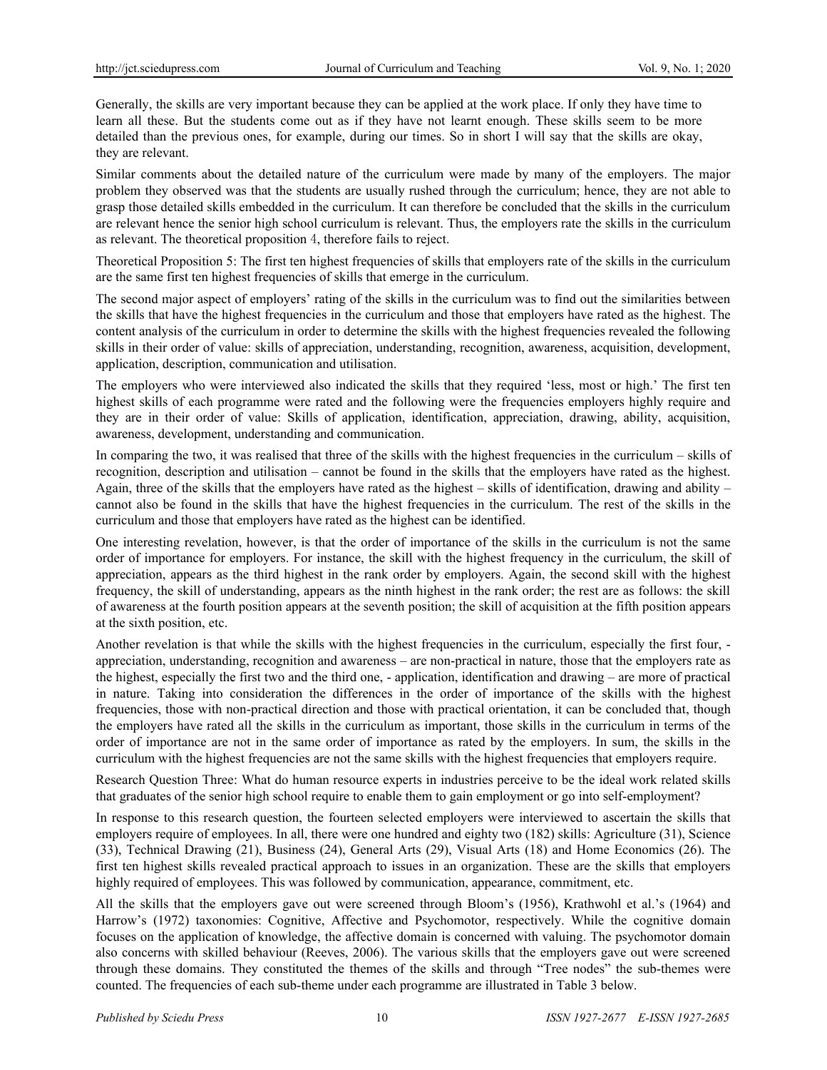Generally, the skills are very important because they can be applied at the work place. If only they have time to learn all these. But the students come out as if they have not learnt enough. These skills seem to be more detailed than the previous ones, for example, during our times. So in short I will say that the skills are okay, they are relevant.

Similar comments about the detailed nature of the curriculum were made by many of the employers. The major problem they observed was that the students are usually rushed through the curriculum; hence, they are not able to grasp those detailed skills embedded in the curriculum. It can therefore be concluded that the skills in the curriculum are relevant hence the senior high school curriculum is relevant. Thus, the employers rate the skills in the curriculum as relevant. The theoretical proposition 4, therefore fails to reject.

Theoretical Proposition 5: The first ten highest frequencies of skills that employers rate of the skills in the curriculum are the same first ten highest frequencies of skills that emerge in the curriculum.

The second major aspect of employers' rating of the skills in the curriculum was to find out the similarities between the skills that have the highest frequencies in the curriculum and those that employers have rated as the highest. The content analysis of the curriculum in order to determine the skills with the highest frequencies revealed the following skills in their order of value: skills of appreciation, understanding, recognition, awareness, acquisition, development, application, description, communication and utilisation.

The employers who were interviewed also indicated the skills that they required 'less, most or high.' The first ten highest skills of each programme were rated and the following were the frequencies employers highly require and they are in their order of value: Skills of application, identification, appreciation, drawing, ability, acquisition, awareness, development, understanding and communication.

In comparing the two, it was realised that three of the skills with the highest frequencies in the curriculum – skills of recognition, description and utilisation – cannot be found in the skills that the employers have rated as the highest. Again, three of the skills that the employers have rated as the highest – skills of identification, drawing and ability – cannot also be found in the skills that have the highest frequencies in the curriculum. The rest of the skills in the curriculum and those that employers have rated as the highest can be identified.

One interesting revelation, however, is that the order of importance of the skills in the curriculum is not the same order of importance for employers. For instance, the skill with the highest frequency in the curriculum, the skill of appreciation, appears as the third highest in the rank order by employers. Again, the second skill with the highest frequency, the skill of understanding, appears as the ninth highest in the rank order; the rest are as follows: the skill of awareness at the fourth position appears at the seventh position; the skill of acquisition at the fifth position appears at the sixth position, etc.

Another revelation is that while the skills with the highest frequencies in the curriculum, especially the first four, - appreciation, understanding, recognition and awareness – are non-practical in nature, those that the employers rate as the highest, especially the first two and the third one, - application, identification and drawing – are more of practical in nature. Taking into consideration the differences in the order of importance of the skills with the highest frequencies, those with non-practical direction and those with practical orientation, it can be concluded that, though the employers have rated all the skills in the curriculum as important, those skills in the curriculum in terms of the order of importance are not in the same order of importance as rated by the employers. In sum, the skills in the curriculum with the highest frequencies are not the same skills with the highest frequencies that employers require.

Research Question Three: What do human resource experts in industries perceive to be the ideal work related skills that graduates of the senior high school require to enable them to gain employment or go into self-employment?

In response to this research question, the fourteen selected employers were interviewed to ascertain the skills that employers require of employees. In all, there were one hundred and eighty two (182) skills: Agriculture (31), Science (33), Technical Drawing (21), Business (24), General Arts (29), Visual Arts (18) and Home Economics (26). The first ten highest skills revealed practical approach to issues in an organization. These are the skills that employers highly required of employees. This was followed by communication, appearance, commitment, etc.

All the skills that the employers gave out were screened through Bloom's (1956), Krathwohl et al.'s (1964) and Harrow's (1972) taxonomies: Cognitive, Affective and Psychomotor, respectively. While the cognitive domain focuses on the application of knowledge, the affective domain is concerned with valuing. The psychomotor domain also concerns with skilled behaviour (Reeves, 2006). The various skills that the employers gave out were screened through these domains. They constituted the themes of the skills and through "Tree nodes" the sub-themes were counted. The frequencies of each sub-theme under each programme are illustrated in Table 3 below.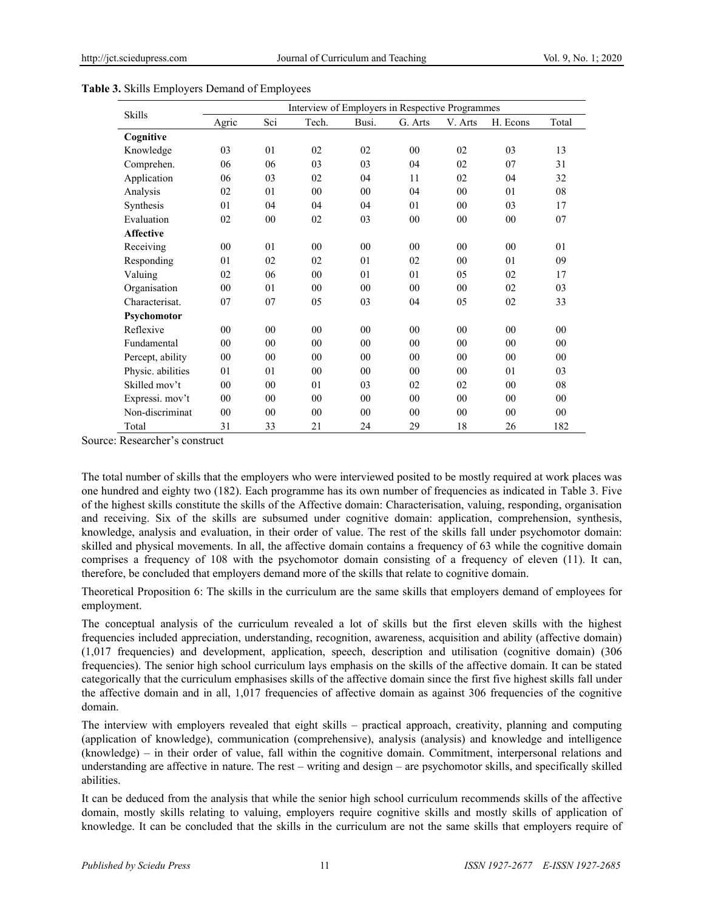**Table 3.** Skills Employers Demand of Employees

| Skills | Interview of Employers in Respective Programmes | | | | | | | |
|---|---|---|---|---|---|---|---|---|
| | Agric | Sci | Tech. | Busi. | G. Arts | V. Arts | H. Econs | Total |
| **Cognitive** | | | | | | | | |
| Knowledge | 03 | 01 | 02 | 02 | 00 | 02 | 03 | 13 |
| Comprehen. | 06 | 06 | 03 | 03 | 04 | 02 | 07 | 31 |
| Application | 06 | 03 | 02 | 04 | 11 | 02 | 04 | 32 |
| Analysis | 02 | 01 | 00 | 00 | 04 | 00 | 01 | 08 |
| Synthesis | 01 | 04 | 04 | 04 | 01 | 00 | 03 | 17 |
| Evaluation | 02 | 00 | 02 | 03 | 00 | 00 | 00 | 07 |
| **Affective** | | | | | | | | |
| Receiving | 00 | 01 | 00 | 00 | 00 | 00 | 00 | 01 |
| Responding | 01 | 02 | 02 | 01 | 02 | 00 | 01 | 09 |
| Valuing | 02 | 06 | 00 | 01 | 01 | 05 | 02 | 17 |
| Organisation | 00 | 01 | 00 | 00 | 00 | 00 | 02 | 03 |
| Characterisat. | 07 | 07 | 05 | 03 | 04 | 05 | 02 | 33 |
| **Psychomotor** | | | | | | | | |
| Reflexive | 00 | 00 | 00 | 00 | 00 | 00 | 00 | 00 |
| Fundamental | 00 | 00 | 00 | 00 | 00 | 00 | 00 | 00 |
| Percept, ability | 00 | 00 | 00 | 00 | 00 | 00 | 00 | 00 |
| Physic. abilities | 01 | 01 | 00 | 00 | 00 | 00 | 01 | 03 |
| Skilled mov't | 00 | 00 | 01 | 03 | 02 | 02 | 00 | 08 |
| Expressi. mov't | 00 | 00 | 00 | 00 | 00 | 00 | 00 | 00 |
| Non-discriminat | 00 | 00 | 00 | 00 | 00 | 00 | 00 | 00 |
| Total | 31 | 33 | 21 | 24 | 29 | 18 | 26 | 182 |

Source: Researcher's construct

The total number of skills that the employers who were interviewed posited to be mostly required at work places was one hundred and eighty two (182). Each programme has its own number of frequencies as indicated in Table 3. Five of the highest skills constitute the skills of the Affective domain: Characterisation, valuing, responding, organisation and receiving. Six of the skills are subsumed under cognitive domain: application, comprehension, synthesis, knowledge, analysis and evaluation, in their order of value. The rest of the skills fall under psychomotor domain: skilled and physical movements. In all, the affective domain contains a frequency of 63 while the cognitive domain comprises a frequency of 108 with the psychomotor domain consisting of a frequency of eleven (11). It can, therefore, be concluded that employers demand more of the skills that relate to cognitive domain.

Theoretical Proposition 6: The skills in the curriculum are the same skills that employers demand of employees for employment.

The conceptual analysis of the curriculum revealed a lot of skills but the first eleven skills with the highest frequencies included appreciation, understanding, recognition, awareness, acquisition and ability (affective domain) (1,017 frequencies) and development, application, speech, description and utilisation (cognitive domain) (306 frequencies). The senior high school curriculum lays emphasis on the skills of the affective domain. It can be stated categorically that the curriculum emphasises skills of the affective domain since the first five highest skills fall under the affective domain and in all, 1,017 frequencies of affective domain as against 306 frequencies of the cognitive domain.

The interview with employers revealed that eight skills – practical approach, creativity, planning and computing (application of knowledge), communication (comprehensive), analysis (analysis) and knowledge and intelligence (knowledge) – in their order of value, fall within the cognitive domain. Commitment, interpersonal relations and understanding are affective in nature. The rest – writing and design – are psychomotor skills, and specifically skilled abilities.

It can be deduced from the analysis that while the senior high school curriculum recommends skills of the affective domain, mostly skills relating to valuing, employers require cognitive skills and mostly skills of application of knowledge. It can be concluded that the skills in the curriculum are not the same skills that employers require of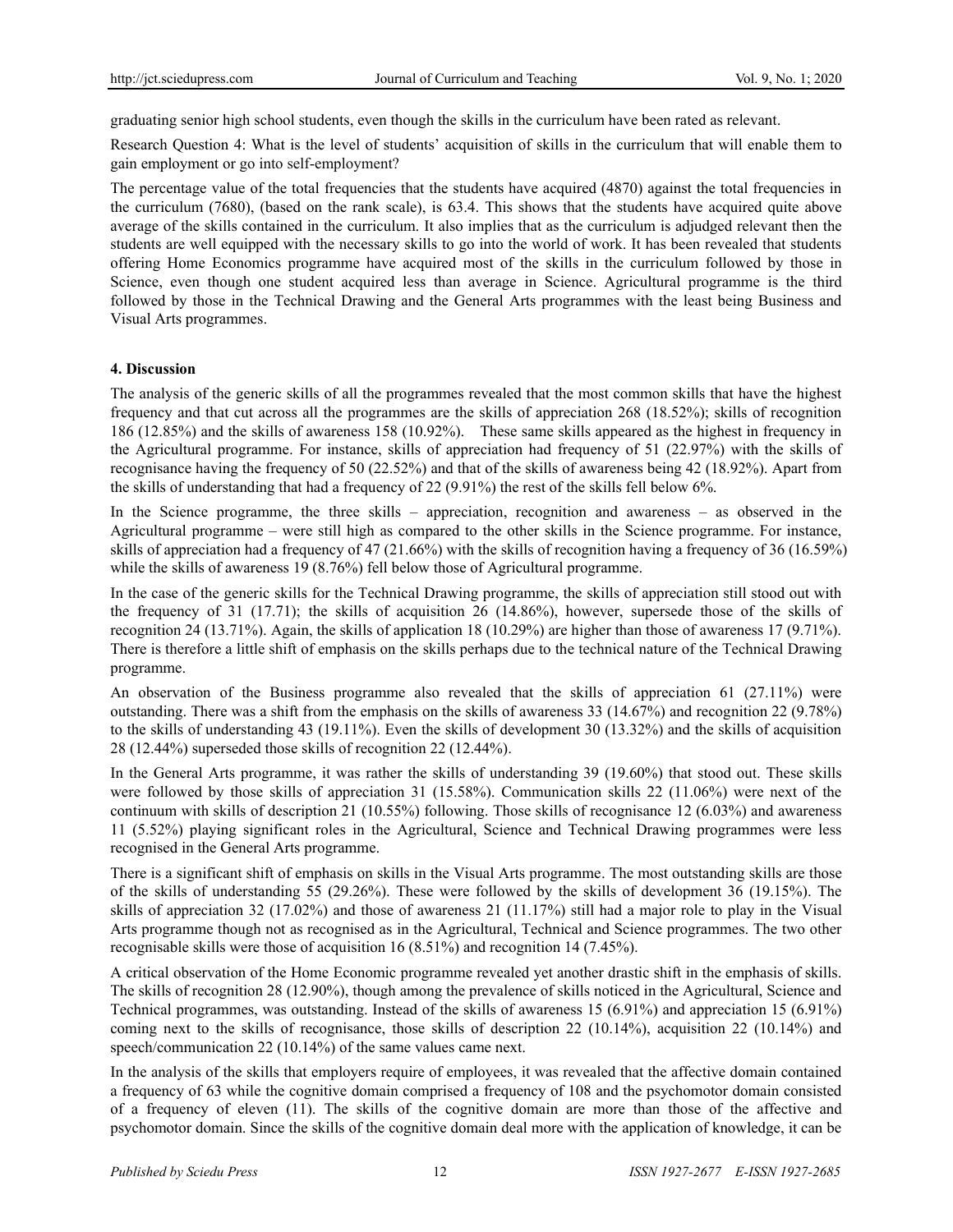graduating senior high school students, even though the skills in the curriculum have been rated as relevant.

Research Question 4: What is the level of students' acquisition of skills in the curriculum that will enable them to gain employment or go into self-employment?

The percentage value of the total frequencies that the students have acquired (4870) against the total frequencies in the curriculum (7680), (based on the rank scale), is 63.4. This shows that the students have acquired quite above average of the skills contained in the curriculum. It also implies that as the curriculum is adjudged relevant then the students are well equipped with the necessary skills to go into the world of work. It has been revealed that students offering Home Economics programme have acquired most of the skills in the curriculum followed by those in Science, even though one student acquired less than average in Science. Agricultural programme is the third followed by those in the Technical Drawing and the General Arts programmes with the least being Business and Visual Arts programmes.

**4. Discussion**

The analysis of the generic skills of all the programmes revealed that the most common skills that have the highest frequency and that cut across all the programmes are the skills of appreciation 268 (18.52%); skills of recognition 186 (12.85%) and the skills of awareness 158 (10.92%). These same skills appeared as the highest in frequency in the Agricultural programme. For instance, skills of appreciation had frequency of 51 (22.97%) with the skills of recognisance having the frequency of 50 (22.52%) and that of the skills of awareness being 42 (18.92%). Apart from the skills of understanding that had a frequency of 22 (9.91%) the rest of the skills fell below 6%.

In the Science programme, the three skills – appreciation, recognition and awareness – as observed in the Agricultural programme – were still high as compared to the other skills in the Science programme. For instance, skills of appreciation had a frequency of 47 (21.66%) with the skills of recognition having a frequency of 36 (16.59%) while the skills of awareness 19 (8.76%) fell below those of Agricultural programme.

In the case of the generic skills for the Technical Drawing programme, the skills of appreciation still stood out with the frequency of 31 (17.71); the skills of acquisition 26 (14.86%), however, supersede those of the skills of recognition 24 (13.71%). Again, the skills of application 18 (10.29%) are higher than those of awareness 17 (9.71%). There is therefore a little shift of emphasis on the skills perhaps due to the technical nature of the Technical Drawing programme.

An observation of the Business programme also revealed that the skills of appreciation 61 (27.11%) were outstanding. There was a shift from the emphasis on the skills of awareness 33 (14.67%) and recognition 22 (9.78%) to the skills of understanding 43 (19.11%). Even the skills of development 30 (13.32%) and the skills of acquisition 28 (12.44%) superseded those skills of recognition 22 (12.44%).

In the General Arts programme, it was rather the skills of understanding 39 (19.60%) that stood out. These skills were followed by those skills of appreciation 31 (15.58%). Communication skills 22 (11.06%) were next of the continuum with skills of description 21 (10.55%) following. Those skills of recognisance 12 (6.03%) and awareness 11 (5.52%) playing significant roles in the Agricultural, Science and Technical Drawing programmes were less recognised in the General Arts programme.

There is a significant shift of emphasis on skills in the Visual Arts programme. The most outstanding skills are those of the skills of understanding 55 (29.26%). These were followed by the skills of development 36 (19.15%). The skills of appreciation 32 (17.02%) and those of awareness 21 (11.17%) still had a major role to play in the Visual Arts programme though not as recognised as in the Agricultural, Technical and Science programmes. The two other recognisable skills were those of acquisition 16 (8.51%) and recognition 14 (7.45%).

A critical observation of the Home Economic programme revealed yet another drastic shift in the emphasis of skills. The skills of recognition 28 (12.90%), though among the prevalence of skills noticed in the Agricultural, Science and Technical programmes, was outstanding. Instead of the skills of awareness 15 (6.91%) and appreciation 15 (6.91%) coming next to the skills of recognisance, those skills of description 22 (10.14%), acquisition 22 (10.14%) and speech/communication 22 (10.14%) of the same values came next.

In the analysis of the skills that employers require of employees, it was revealed that the affective domain contained a frequency of 63 while the cognitive domain comprised a frequency of 108 and the psychomotor domain consisted of a frequency of eleven (11). The skills of the cognitive domain are more than those of the affective and psychomotor domain. Since the skills of the cognitive domain deal more with the application of knowledge, it can be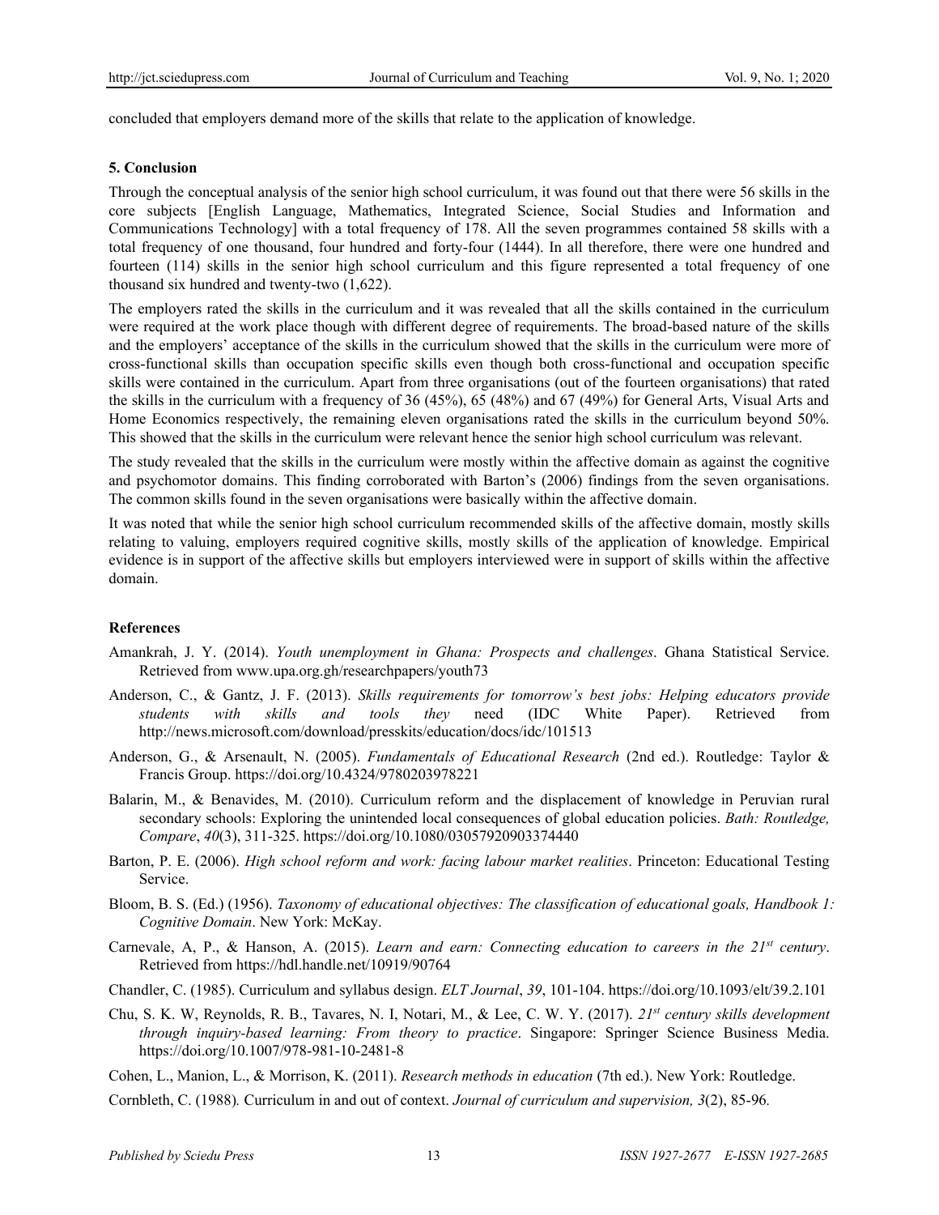concluded that employers demand more of the skills that relate to the application of knowledge.

## 5. Conclusion

Through the conceptual analysis of the senior high school curriculum, it was found out that there were 56 skills in the core subjects [English Language, Mathematics, Integrated Science, Social Studies and Information and Communications Technology] with a total frequency of 178. All the seven programmes contained 58 skills with a total frequency of one thousand, four hundred and forty-four (1444). In all therefore, there were one hundred and fourteen (114) skills in the senior high school curriculum and this figure represented a total frequency of one thousand six hundred and twenty-two (1,622).

The employers rated the skills in the curriculum and it was revealed that all the skills contained in the curriculum were required at the work place though with different degree of requirements. The broad-based nature of the skills and the employers' acceptance of the skills in the curriculum showed that the skills in the curriculum were more of cross-functional skills than occupation specific skills even though both cross-functional and occupation specific skills were contained in the curriculum. Apart from three organisations (out of the fourteen organisations) that rated the skills in the curriculum with a frequency of 36 (45%), 65 (48%) and 67 (49%) for General Arts, Visual Arts and Home Economics respectively, the remaining eleven organisations rated the skills in the curriculum beyond 50%. This showed that the skills in the curriculum were relevant hence the senior high school curriculum was relevant.

The study revealed that the skills in the curriculum were mostly within the affective domain as against the cognitive and psychomotor domains. This finding corroborated with Barton's (2006) findings from the seven organisations. The common skills found in the seven organisations were basically within the affective domain.

It was noted that while the senior high school curriculum recommended skills of the affective domain, mostly skills relating to valuing, employers required cognitive skills, mostly skills of the application of knowledge. Empirical evidence is in support of the affective skills but employers interviewed were in support of skills within the affective domain.

## References

Amankrah, J. Y. (2014). *Youth unemployment in Ghana: Prospects and challenges*. Ghana Statistical Service. Retrieved from www.upa.org.gh/researchpapers/youth73

Anderson, C., & Gantz, J. F. (2013). *Skills requirements for tomorrow's best jobs: Helping educators provide students with skills and tools they* need (IDC White Paper). Retrieved from http://news.microsoft.com/download/presskits/education/docs/idc/101513

Anderson, G., & Arsenault, N. (2005). *Fundamentals of Educational Research* (2nd ed.). Routledge: Taylor & Francis Group. https://doi.org/10.4324/9780203978221

Balarin, M., & Benavides, M. (2010). Curriculum reform and the displacement of knowledge in Peruvian rural secondary schools: Exploring the unintended local consequences of global education policies. *Bath: Routledge, Compare*, *40*(3), 311-325. https://doi.org/10.1080/03057920903374440

Barton, P. E. (2006). *High school reform and work: facing labour market realities*. Princeton: Educational Testing Service.

Bloom, B. S. (Ed.) (1956). *Taxonomy of educational objectives: The classification of educational goals, Handbook 1: Cognitive Domain*. New York: McKay.

Carnevale, A, P., & Hanson, A. (2015). *Learn and earn: Connecting education to careers in the 21st century*. Retrieved from https://hdl.handle.net/10919/90764

Chandler, C. (1985). Curriculum and syllabus design. *ELT Journal*, *39*, 101-104. https://doi.org/10.1093/elt/39.2.101

Chu, S. K. W, Reynolds, R. B., Tavares, N. I, Notari, M., & Lee, C. W. Y. (2017). *21st century skills development through inquiry-based learning: From theory to practice*. Singapore: Springer Science Business Media. https://doi.org/10.1007/978-981-10-2481-8

Cohen, L., Manion, L., & Morrison, K. (2011). *Research methods in education* (7th ed.). New York: Routledge.

Cornbleth, C. (1988)*.* Curriculum in and out of context. *Journal of curriculum and supervision, 3*(2), 85-96*.*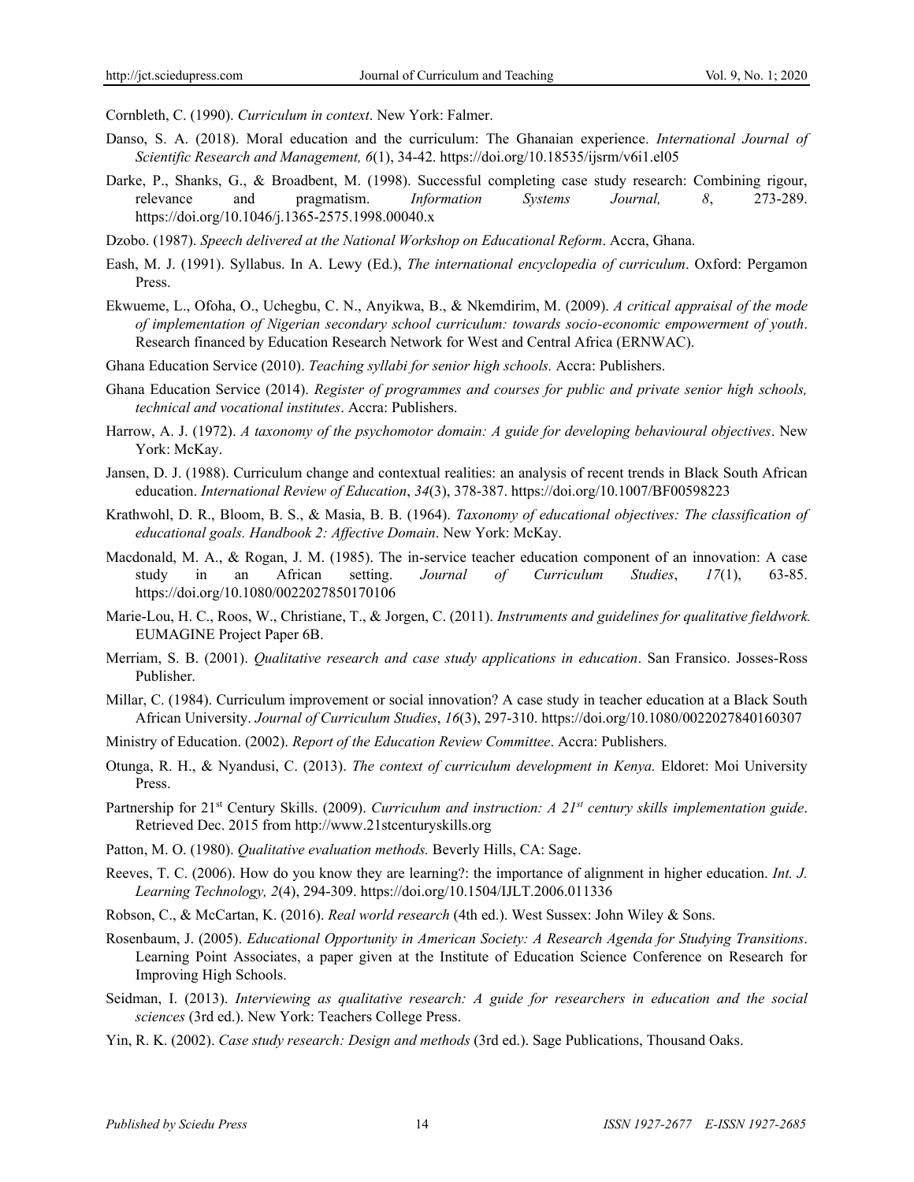Cornbleth, C. (1990). *Curriculum in context*. New York: Falmer.

Danso, S. A. (2018). Moral education and the curriculum: The Ghanaian experience. *International Journal of Scientific Research and Management, 6*(1), 34-42. https://doi.org/10.18535/ijsrm/v6i1.el05

Darke, P., Shanks, G., & Broadbent, M. (1998). Successful completing case study research: Combining rigour, relevance and pragmatism. *Information Systems Journal, 8*, 273-289. https://doi.org/10.1046/j.1365-2575.1998.00040.x

Dzobo. (1987). *Speech delivered at the National Workshop on Educational Reform*. Accra, Ghana.

Eash, M. J. (1991). Syllabus. In A. Lewy (Ed.), *The international encyclopedia of curriculum*. Oxford: Pergamon Press.

Ekwueme, L., Ofoha, O., Uchegbu, C. N., Anyikwa, B., & Nkemdirim, M. (2009). *A critical appraisal of the mode of implementation of Nigerian secondary school curriculum: towards socio-economic empowerment of youth*. Research financed by Education Research Network for West and Central Africa (ERNWAC).

Ghana Education Service (2010). *Teaching syllabi for senior high schools.* Accra: Publishers.

Ghana Education Service (2014). *Register of programmes and courses for public and private senior high schools, technical and vocational institutes*. Accra: Publishers.

Harrow, A. J. (1972). *A taxonomy of the psychomotor domain: A guide for developing behavioural objectives*. New York: McKay.

Jansen, D. J. (1988). Curriculum change and contextual realities: an analysis of recent trends in Black South African education. *International Review of Education*, *34*(3), 378-387. https://doi.org/10.1007/BF00598223

Krathwohl, D. R., Bloom, B. S., & Masia, B. B. (1964). *Taxonomy of educational objectives: The classification of educational goals. Handbook 2: Affective Domain*. New York: McKay.

Macdonald, M. A., & Rogan, J. M. (1985). The in-service teacher education component of an innovation: A case study in an African setting. *Journal of Curriculum Studies*, *17*(1), 63-85. https://doi.org/10.1080/0022027850170106

Marie-Lou, H. C., Roos, W., Christiane, T., & Jorgen, C. (2011). *Instruments and guidelines for qualitative fieldwork.* EUMAGINE Project Paper 6B.

Merriam, S. B. (2001). *Qualitative research and case study applications in education*. San Fransico. Josses-Ross Publisher.

Millar, C. (1984). Curriculum improvement or social innovation? A case study in teacher education at a Black South African University. *Journal of Curriculum Studies*, *16*(3), 297-310. https://doi.org/10.1080/0022027840160307

Ministry of Education. (2002). *Report of the Education Review Committee*. Accra: Publishers.

Otunga, R. H., & Nyandusi, C. (2013). *The context of curriculum development in Kenya.* Eldoret: Moi University Press.

Partnership for 21st Century Skills. (2009). *Curriculum and instruction: A 21st century skills implementation guide*. Retrieved Dec. 2015 from http://www.21stcenturyskills.org

Patton, M. O. (1980). *Qualitative evaluation methods.* Beverly Hills, CA: Sage.

Reeves, T. C. (2006). How do you know they are learning?: the importance of alignment in higher education. *Int. J. Learning Technology, 2*(4), 294-309. https://doi.org/10.1504/IJLT.2006.011336

Robson, C., & McCartan, K. (2016). *Real world research* (4th ed.). West Sussex: John Wiley & Sons.

Rosenbaum, J. (2005). *Educational Opportunity in American Society: A Research Agenda for Studying Transitions*. Learning Point Associates, a paper given at the Institute of Education Science Conference on Research for Improving High Schools.

Seidman, I. (2013). *Interviewing as qualitative research: A guide for researchers in education and the social sciences* (3rd ed.). New York: Teachers College Press.

Yin, R. K. (2002). *Case study research: Design and methods* (3rd ed.). Sage Publications, Thousand Oaks.